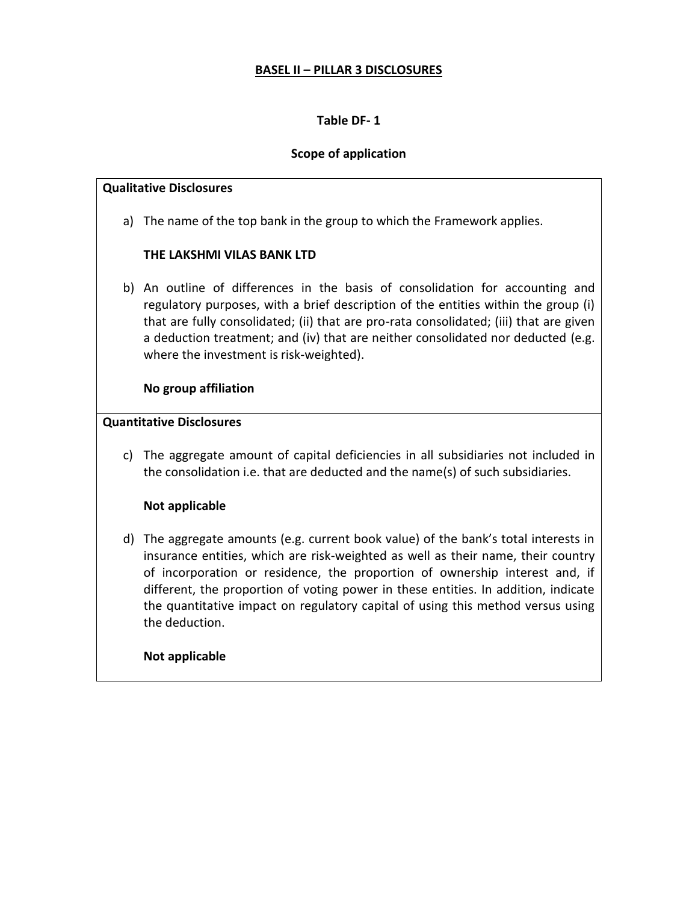# BASEL II – PILLAR 3 DISCLOSURES

## Table DF- 1

### Scope of application

**Qualitative Disclosures**

a) The name of the top bank in the group to which the Framework applies.

**THE LAKSHMI VILAS BANK LTD**

b) An outline of differences in the basis of consolidation for accounting and regulatory purposes, with a brief description of the entities within the group (i) that are fully consolidated; (ii) that are pro-rata consolidated; (iii) that are given a deduction treatment; and (iv) that are neither consolidated nor deducted (e.g. where the investment is risk-weighted).

**No group affiliation**

**Quantitative Disclosures**

c) The aggregate amount of capital deficiencies in all subsidiaries not included in the consolidation i.e. that are deducted and the name(s) of such subsidiaries.

**Not applicable**

d) The aggregate amounts (e.g. current book value) of the bank's total interests in insurance entities, which are risk-weighted as well as their name, their country of incorporation or residence, the proportion of ownership interest and, if different, the proportion of voting power in these entities. In addition, indicate the quantitative impact on regulatory capital of using this method versus using the deduction.

**Not applicable**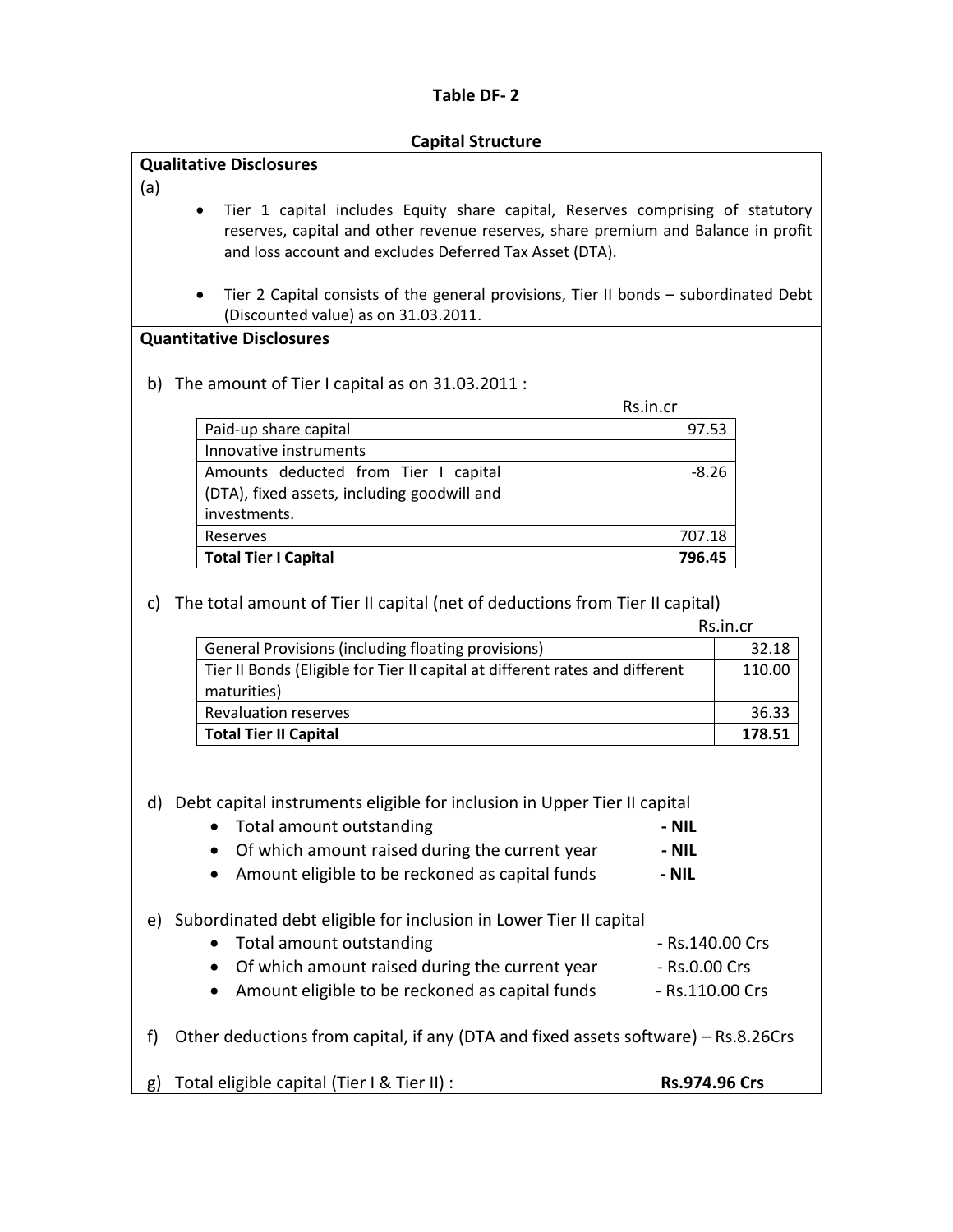**Table DF- 2**

**Capital Structure**

**Qualitative Disclosures**

(a)

- Tier 1 capital includes Equity share capital, Reserves comprising of statutory reserves, capital and other revenue reserves, share premium and Balance in profit and loss account and excludes Deferred Tax Asset (DTA).
- Tier 2 Capital consists of the general provisions, Tier II bonds – subordinated Debt (Discounted value) as on 31.03.2011.

**Quantitative Disclosures**

b) The amount of Tier I capital as on 31.03.2011 :

| | Rs.in.cr |
|---|---|
| Paid-up share capital | 97.53 |
| Innovative instruments | |
| Amounts deducted from Tier I capital (DTA), fixed assets, including goodwill and investments. | -8.26 |
| Reserves | 707.18 |
| **Total Tier I Capital** | **796.45** |

c) The total amount of Tier II capital (net of deductions from Tier II capital)

| | Rs.in.cr |
|---|---|
| General Provisions (including floating provisions) | 32.18 |
| Tier II Bonds (Eligible for Tier II capital at different rates and different maturities) | 110.00 |
| Revaluation reserves | 36.33 |
| **Total Tier II Capital** | **178.51** |

d) Debt capital instruments eligible for inclusion in Upper Tier II capital

- Total amount outstanding **- NIL**
- Of which amount raised during the current year **- NIL**
- Amount eligible to be reckoned as capital funds **- NIL**

e) Subordinated debt eligible for inclusion in Lower Tier II capital

- Total amount outstanding - Rs.140.00 Crs
- Of which amount raised during the current year - Rs.0.00 Crs
- Amount eligible to be reckoned as capital funds - Rs.110.00 Crs

f) Other deductions from capital, if any (DTA and fixed assets software) – Rs.8.26Crs

g) Total eligible capital (Tier I & Tier II) : **Rs.974.96 Crs**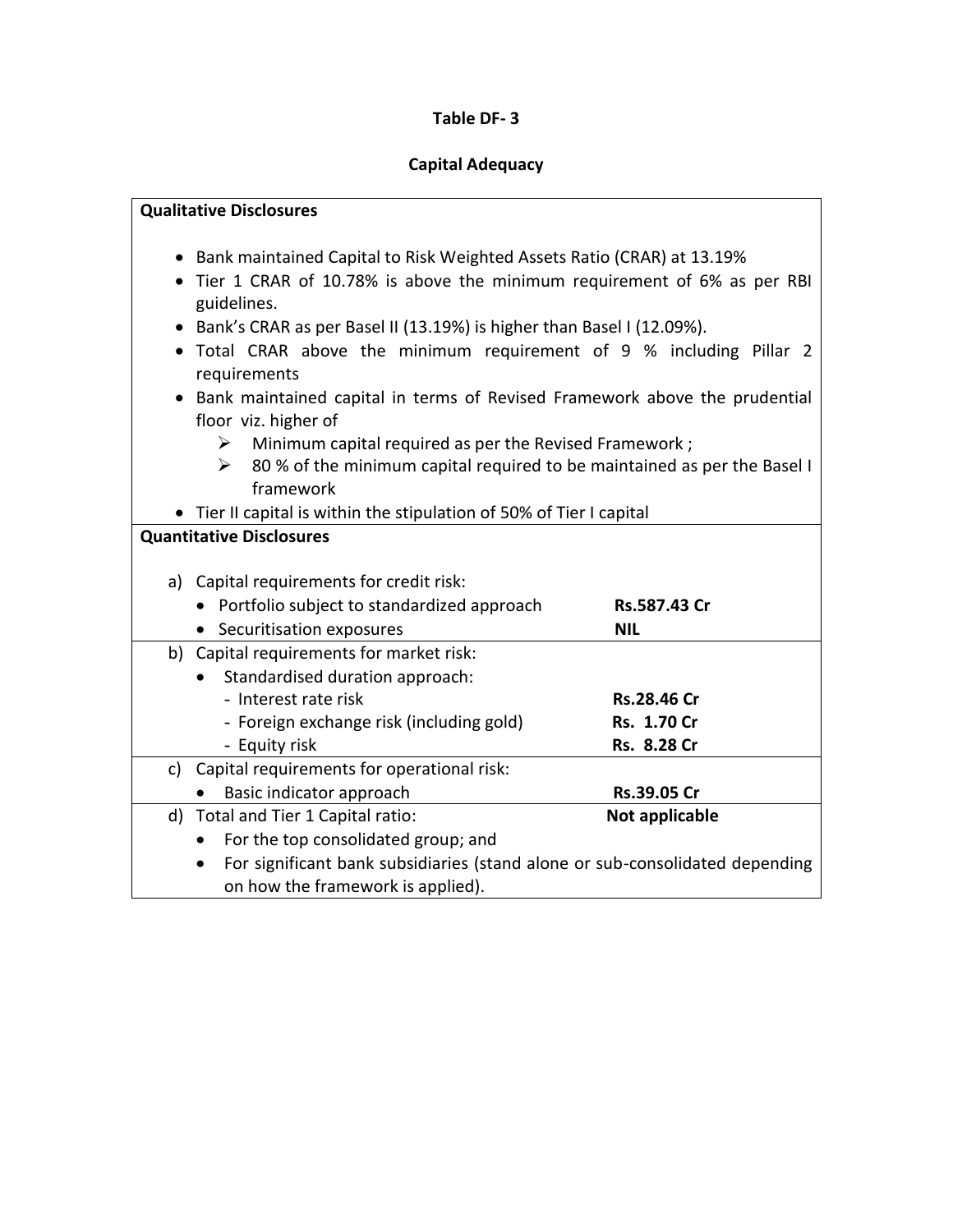**Table DF- 3**

**Capital Adequacy**

**Qualitative Disclosures**

- Bank maintained Capital to Risk Weighted Assets Ratio (CRAR) at 13.19%
- Tier 1 CRAR of 10.78% is above the minimum requirement of 6% as per RBI guidelines.
- Bank's CRAR as per Basel II (13.19%) is higher than Basel I (12.09%).
- Total CRAR above the minimum requirement of 9 % including Pillar 2 requirements
- Bank maintained capital in terms of Revised Framework above the prudential floor viz. higher of
    - Minimum capital required as per the Revised Framework ;
    - 80 % of the minimum capital required to be maintained as per the Basel I framework
- Tier II capital is within the stipulation of 50% of Tier I capital

**Quantitative Disclosures**

| | |
|---|---|
| a) Capital requirements for credit risk: | |
| • Portfolio subject to standardized approach | **Rs.587.43 Cr** |
| • Securitisation exposures | **NIL** |
| b) Capital requirements for market risk: | |
| • Standardised duration approach: | |
| - Interest rate risk | **Rs.28.46 Cr** |
| - Foreign exchange risk (including gold) | **Rs. 1.70 Cr** |
| - Equity risk | **Rs. 8.28 Cr** |
| c) Capital requirements for operational risk: | |
| • Basic indicator approach | **Rs.39.05 Cr** |
| d) Total and Tier 1 Capital ratio: | **Not applicable** |
| • For the top consolidated group; and | |
| • For significant bank subsidiaries (stand alone or sub-consolidated depending on how the framework is applied). | |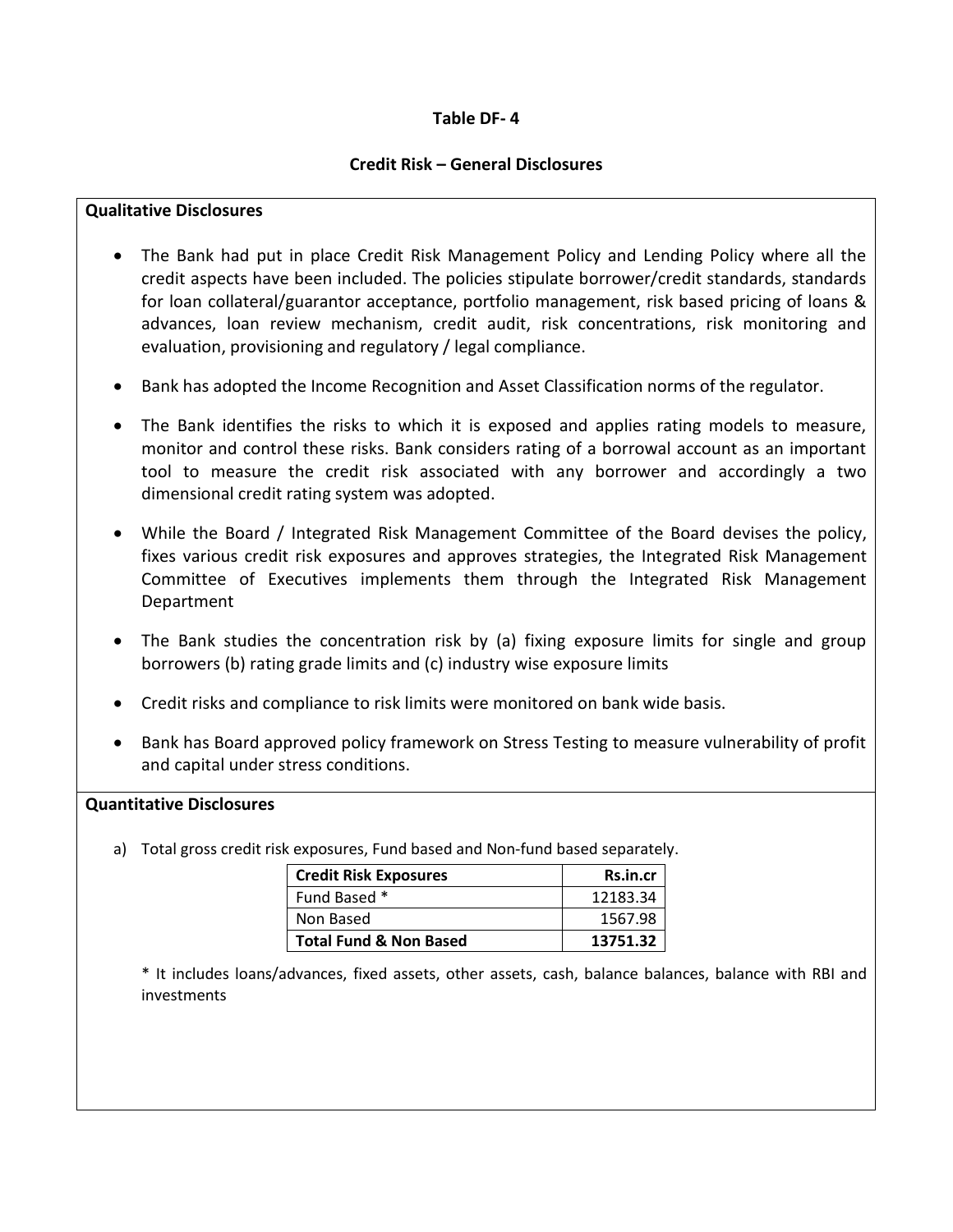# Table DF- 4

## Credit Risk – General Disclosures

**Qualitative Disclosures**

- The Bank had put in place Credit Risk Management Policy and Lending Policy where all the credit aspects have been included. The policies stipulate borrower/credit standards, standards for loan collateral/guarantor acceptance, portfolio management, risk based pricing of loans & advances, loan review mechanism, credit audit, risk concentrations, risk monitoring and evaluation, provisioning and regulatory / legal compliance.
- Bank has adopted the Income Recognition and Asset Classification norms of the regulator.
- The Bank identifies the risks to which it is exposed and applies rating models to measure, monitor and control these risks. Bank considers rating of a borrowal account as an important tool to measure the credit risk associated with any borrower and accordingly a two dimensional credit rating system was adopted.
- While the Board / Integrated Risk Management Committee of the Board devises the policy, fixes various credit risk exposures and approves strategies, the Integrated Risk Management Committee of Executives implements them through the Integrated Risk Management Department
- The Bank studies the concentration risk by (a) fixing exposure limits for single and group borrowers (b) rating grade limits and (c) industry wise exposure limits
- Credit risks and compliance to risk limits were monitored on bank wide basis.
- Bank has Board approved policy framework on Stress Testing to measure vulnerability of profit and capital under stress conditions.

**Quantitative Disclosures**

a) Total gross credit risk exposures, Fund based and Non-fund based separately.

| Credit Risk Exposures | Rs.in.cr |
|---|---|
| Fund Based * | 12183.34 |
| Non Based | 1567.98 |
| **Total Fund & Non Based** | **13751.32** |

* It includes loans/advances, fixed assets, other assets, cash, balance balances, balance with RBI and investments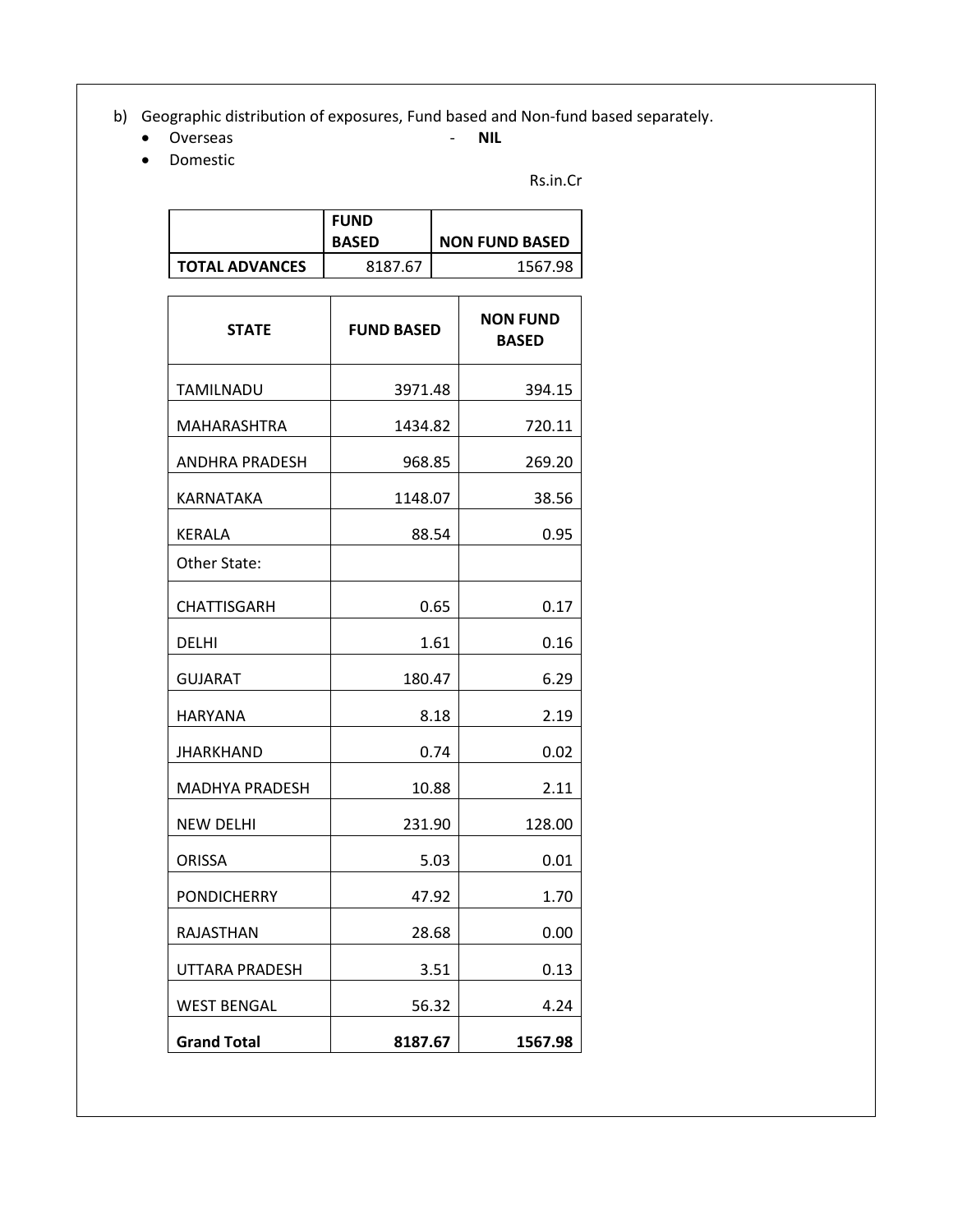b) Geographic distribution of exposures, Fund based and Non-fund based separately.

- Overseas - **NIL**
- Domestic

Rs.in.Cr

| | FUND BASED | NON FUND BASED |
|---|---|---|
| **TOTAL ADVANCES** | 8187.67 | 1567.98 |

| STATE | FUND BASED | NON FUND BASED |
|---|---|---|
| TAMILNADU | 3971.48 | 394.15 |
| MAHARASHTRA | 1434.82 | 720.11 |
| ANDHRA PRADESH | 968.85 | 269.20 |
| KARNATAKA | 1148.07 | 38.56 |
| KERALA | 88.54 | 0.95 |
| Other State: | | |
| CHATTISGARH | 0.65 | 0.17 |
| DELHI | 1.61 | 0.16 |
| GUJARAT | 180.47 | 6.29 |
| HARYANA | 8.18 | 2.19 |
| JHARKHAND | 0.74 | 0.02 |
| MADHYA PRADESH | 10.88 | 2.11 |
| NEW DELHI | 231.90 | 128.00 |
| ORISSA | 5.03 | 0.01 |
| PONDICHERRY | 47.92 | 1.70 |
| RAJASTHAN | 28.68 | 0.00 |
| UTTARA PRADESH | 3.51 | 0.13 |
| WEST BENGAL | 56.32 | 4.24 |
| **Grand Total** | **8187.67** | **1567.98** |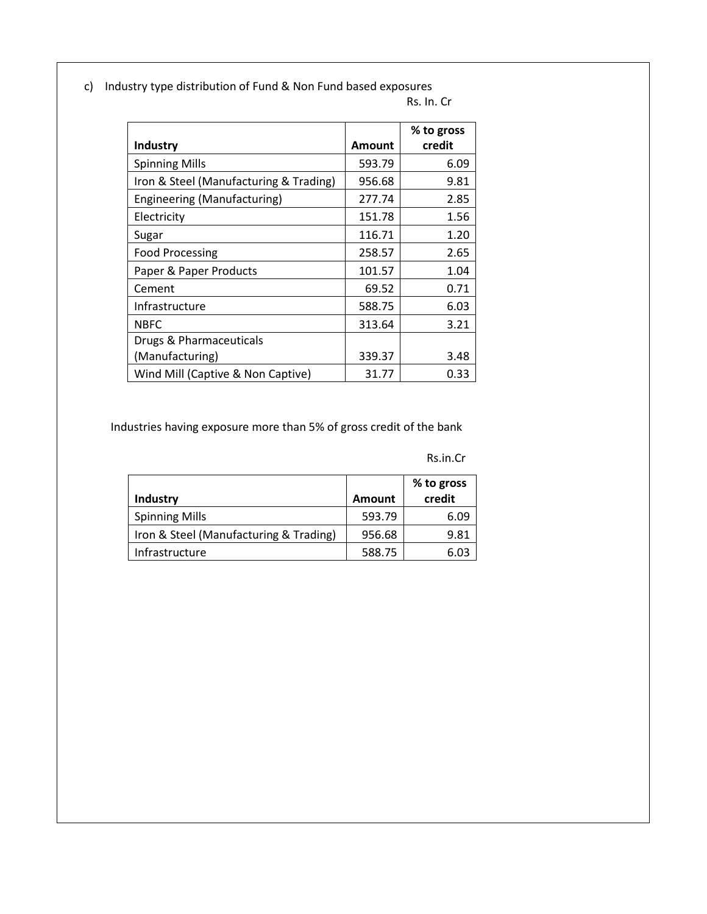c) Industry type distribution of Fund & Non Fund based exposures

Rs. In. Cr

| Industry | Amount | % to gross credit |
|---|---|---|
| Spinning Mills | 593.79 | 6.09 |
| Iron & Steel (Manufacturing & Trading) | 956.68 | 9.81 |
| Engineering (Manufacturing) | 277.74 | 2.85 |
| Electricity | 151.78 | 1.56 |
| Sugar | 116.71 | 1.20 |
| Food Processing | 258.57 | 2.65 |
| Paper & Paper Products | 101.57 | 1.04 |
| Cement | 69.52 | 0.71 |
| Infrastructure | 588.75 | 6.03 |
| NBFC | 313.64 | 3.21 |
| Drugs & Pharmaceuticals (Manufacturing) | 339.37 | 3.48 |
| Wind Mill (Captive & Non Captive) | 31.77 | 0.33 |

Industries having exposure more than 5% of gross credit of the bank

Rs.in.Cr

| Industry | Amount | % to gross credit |
|---|---|---|
| Spinning Mills | 593.79 | 6.09 |
| Iron & Steel (Manufacturing & Trading) | 956.68 | 9.81 |
| Infrastructure | 588.75 | 6.03 |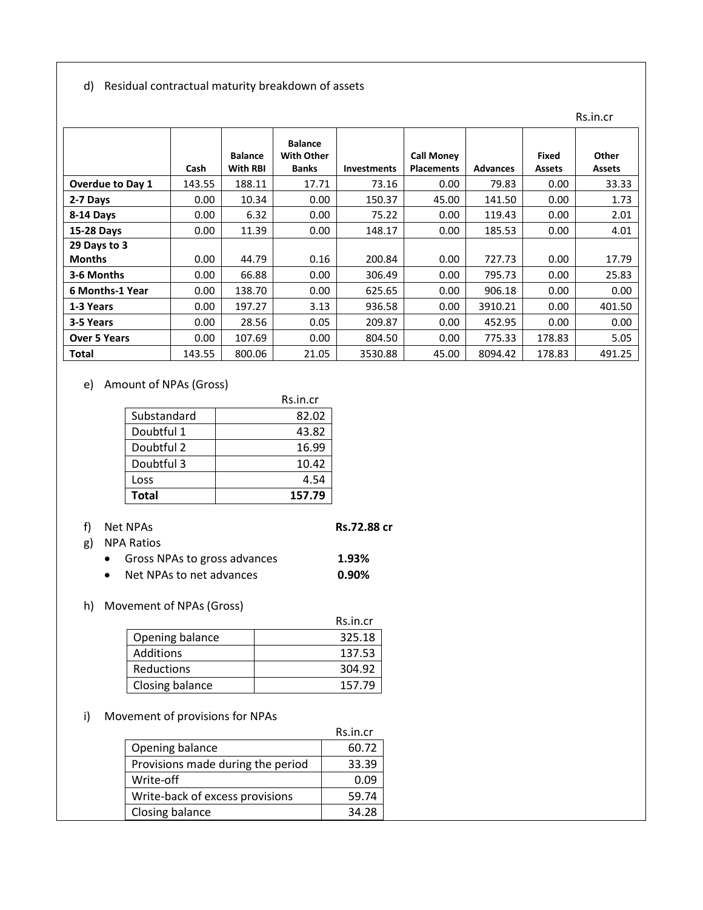d) Residual contractual maturity breakdown of assets

Rs.in.cr

| | Cash | Balance With RBI | Balance With Other Banks | Investments | Call Money Placements | Advances | Fixed Assets | Other Assets |
|---|---|---|---|---|---|---|---|---|
| **Overdue to Day 1** | 143.55 | 188.11 | 17.71 | 73.16 | 0.00 | 79.83 | 0.00 | 33.33 |
| **2-7 Days** | 0.00 | 10.34 | 0.00 | 150.37 | 45.00 | 141.50 | 0.00 | 1.73 |
| **8-14 Days** | 0.00 | 6.32 | 0.00 | 75.22 | 0.00 | 119.43 | 0.00 | 2.01 |
| **15-28 Days** | 0.00 | 11.39 | 0.00 | 148.17 | 0.00 | 185.53 | 0.00 | 4.01 |
| **29 Days to 3 Months** | 0.00 | 44.79 | 0.16 | 200.84 | 0.00 | 727.73 | 0.00 | 17.79 |
| **3-6 Months** | 0.00 | 66.88 | 0.00 | 306.49 | 0.00 | 795.73 | 0.00 | 25.83 |
| **6 Months-1 Year** | 0.00 | 138.70 | 0.00 | 625.65 | 0.00 | 906.18 | 0.00 | 0.00 |
| **1-3 Years** | 0.00 | 197.27 | 3.13 | 936.58 | 0.00 | 3910.21 | 0.00 | 401.50 |
| **3-5 Years** | 0.00 | 28.56 | 0.05 | 209.87 | 0.00 | 452.95 | 0.00 | 0.00 |
| **Over 5 Years** | 0.00 | 107.69 | 0.00 | 804.50 | 0.00 | 775.33 | 178.83 | 5.05 |
| **Total** | 143.55 | 800.06 | 21.05 | 3530.88 | 45.00 | 8094.42 | 178.83 | 491.25 |

e) Amount of NPAs (Gross)

| | Rs.in.cr |
|---|---|
| Substandard | 82.02 |
| Doubtful 1 | 43.82 |
| Doubtful 2 | 16.99 |
| Doubtful 3 | 10.42 |
| Loss | 4.54 |
| **Total** | **157.79** |

f) Net NPAs **Rs.72.88 cr**

g) NPA Ratios

- Gross NPAs to gross advances **1.93%**
- Net NPAs to net advances **0.90%**

h) Movement of NPAs (Gross)

| | Rs.in.cr |
|---|---|
| Opening balance | 325.18 |
| Additions | 137.53 |
| Reductions | 304.92 |
| Closing balance | 157.79 |

i) Movement of provisions for NPAs

| | Rs.in.cr |
|---|---|
| Opening balance | 60.72 |
| Provisions made during the period | 33.39 |
| Write-off | 0.09 |
| Write-back of excess provisions | 59.74 |
| Closing balance | 34.28 |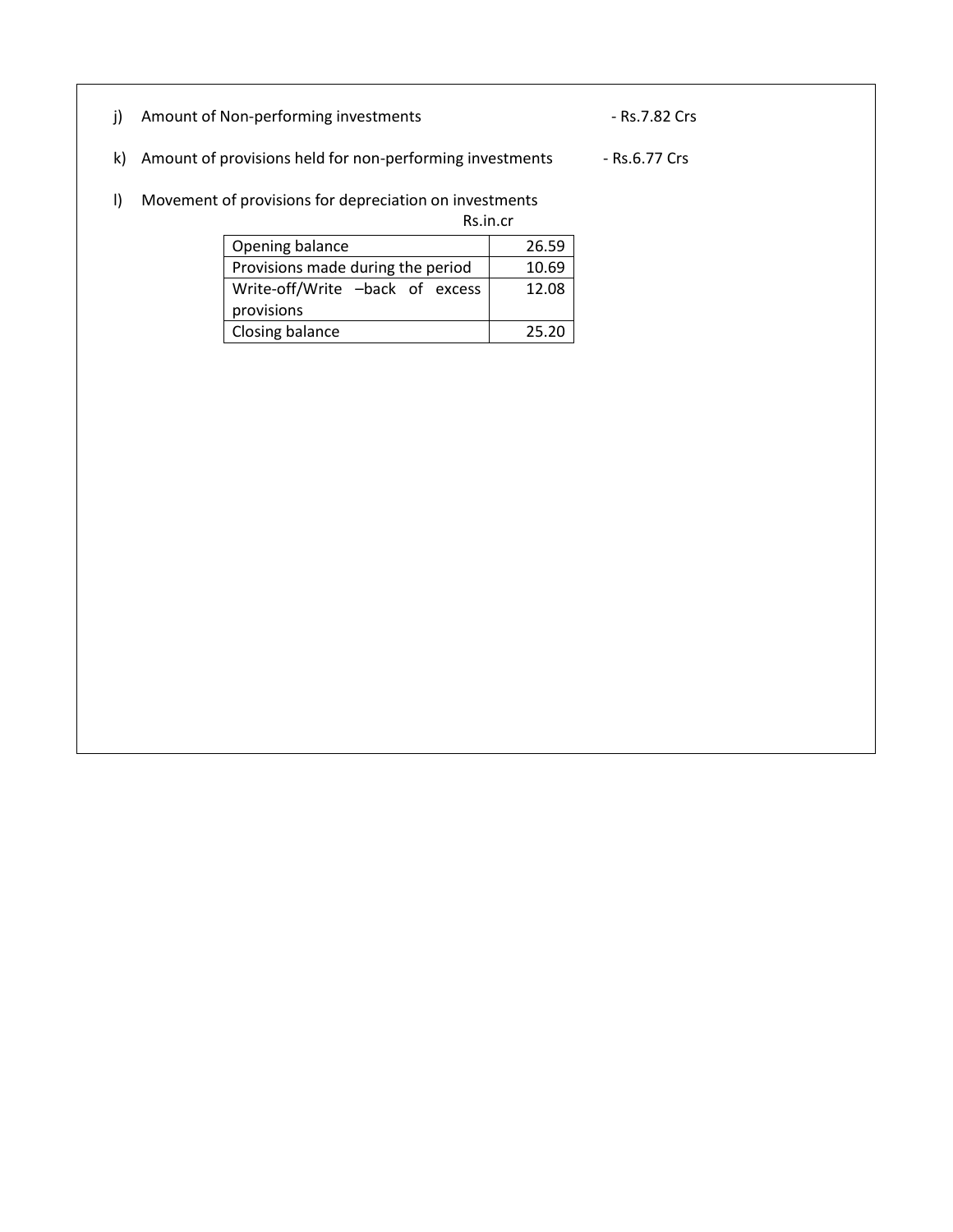j) Amount of Non-performing investments - Rs.7.82 Crs

k) Amount of provisions held for non-performing investments - Rs.6.77 Crs

l) Movement of provisions for depreciation on investments

Rs.in.cr

| | |
|---|---|
| Opening balance | 26.59 |
| Provisions made during the period | 10.69 |
| Write-off/Write –back of excess provisions | 12.08 |
| Closing balance | 25.20 |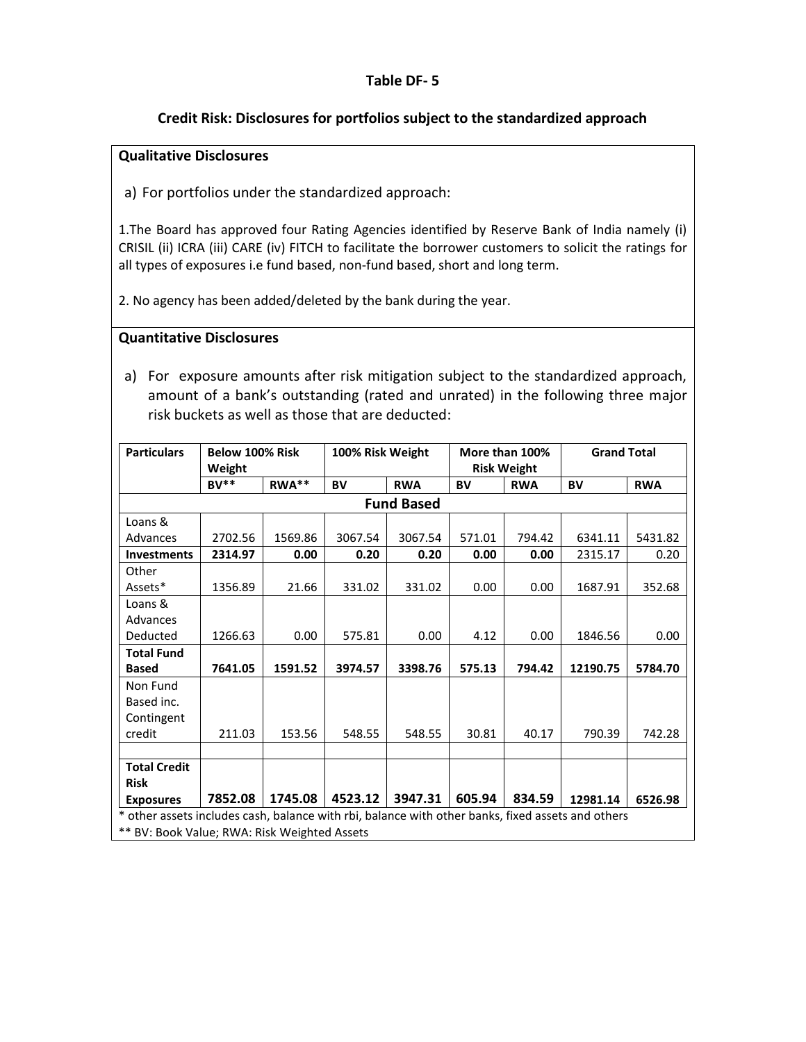**Table DF- 5**

**Credit Risk: Disclosures for portfolios subject to the standardized approach**

**Qualitative Disclosures**

a) For portfolios under the standardized approach:

1.The Board has approved four Rating Agencies identified by Reserve Bank of India namely (i) CRISIL (ii) ICRA (iii) CARE (iv) FITCH to facilitate the borrower customers to solicit the ratings for all types of exposures i.e fund based, non-fund based, short and long term.

2. No agency has been added/deleted by the bank during the year.

**Quantitative Disclosures**

a) For exposure amounts after risk mitigation subject to the standardized approach, amount of a bank's outstanding (rated and unrated) in the following three major risk buckets as well as those that are deducted:

| Particulars | Below 100% Risk Weight | | 100% Risk Weight | | More than 100% Risk Weight | | Grand Total | |
|---|---|---|---|---|---|---|---|---|
| | BV** | RWA** | BV | RWA | BV | RWA | BV | RWA |
| **Fund Based** | | | | | | | | |
| Loans & Advances | 2702.56 | 1569.86 | 3067.54 | 3067.54 | 571.01 | 794.42 | 6341.11 | 5431.82 |
| **Investments** | **2314.97** | **0.00** | **0.20** | **0.20** | **0.00** | **0.00** | 2315.17 | 0.20 |
| Other Assets* | 1356.89 | 21.66 | 331.02 | 331.02 | 0.00 | 0.00 | 1687.91 | 352.68 |
| Loans & Advances Deducted | 1266.63 | 0.00 | 575.81 | 0.00 | 4.12 | 0.00 | 1846.56 | 0.00 |
| **Total Fund Based** | **7641.05** | **1591.52** | **3974.57** | **3398.76** | **575.13** | **794.42** | **12190.75** | **5784.70** |
| Non Fund Based inc. Contingent credit | 211.03 | 153.56 | 548.55 | 548.55 | 30.81 | 40.17 | 790.39 | 742.28 |
| | | | | | | | | |
| **Total Credit Risk Exposures** | **7852.08** | **1745.08** | **4523.12** | **3947.31** | **605.94** | **834.59** | **12981.14** | **6526.98** |

* other assets includes cash, balance with rbi, balance with other banks, fixed assets and others

** BV: Book Value; RWA: Risk Weighted Assets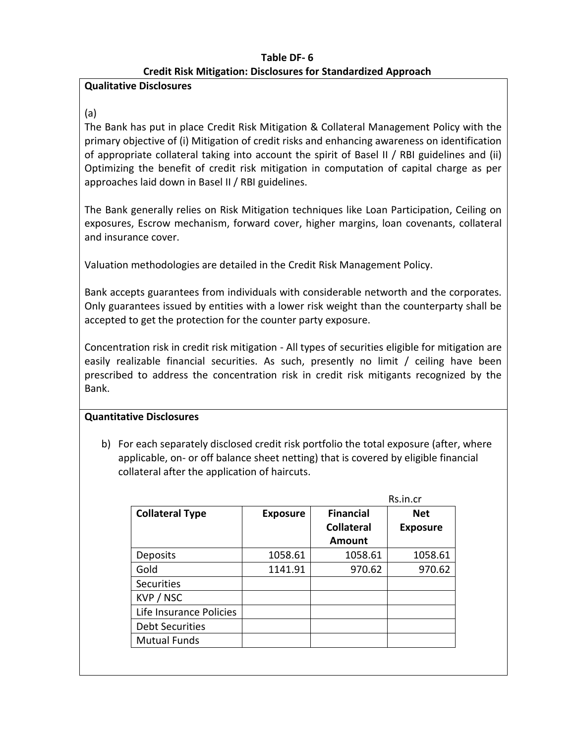**Table DF- 6**

**Credit Risk Mitigation: Disclosures for Standardized Approach**

**Qualitative Disclosures**

(a)

The Bank has put in place Credit Risk Mitigation & Collateral Management Policy with the primary objective of (i) Mitigation of credit risks and enhancing awareness on identification of appropriate collateral taking into account the spirit of Basel II / RBI guidelines and (ii) Optimizing the benefit of credit risk mitigation in computation of capital charge as per approaches laid down in Basel II / RBI guidelines.

The Bank generally relies on Risk Mitigation techniques like Loan Participation, Ceiling on exposures, Escrow mechanism, forward cover, higher margins, loan covenants, collateral and insurance cover.

Valuation methodologies are detailed in the Credit Risk Management Policy.

Bank accepts guarantees from individuals with considerable networth and the corporates. Only guarantees issued by entities with a lower risk weight than the counterparty shall be accepted to get the protection for the counter party exposure.

Concentration risk in credit risk mitigation - All types of securities eligible for mitigation are easily realizable financial securities. As such, presently no limit / ceiling have been prescribed to address the concentration risk in credit risk mitigants recognized by the Bank.

**Quantitative Disclosures**

b) For each separately disclosed credit risk portfolio the total exposure (after, where applicable, on- or off balance sheet netting) that is covered by eligible financial collateral after the application of haircuts.

Rs.in.cr

| Collateral Type | Exposure | Financial Collateral Amount | Net Exposure |
|---|---|---|---|
| Deposits | 1058.61 | 1058.61 | 1058.61 |
| Gold | 1141.91 | 970.62 | 970.62 |
| Securities | | | |
| KVP / NSC | | | |
| Life Insurance Policies | | | |
| Debt Securities | | | |
| Mutual Funds | | | |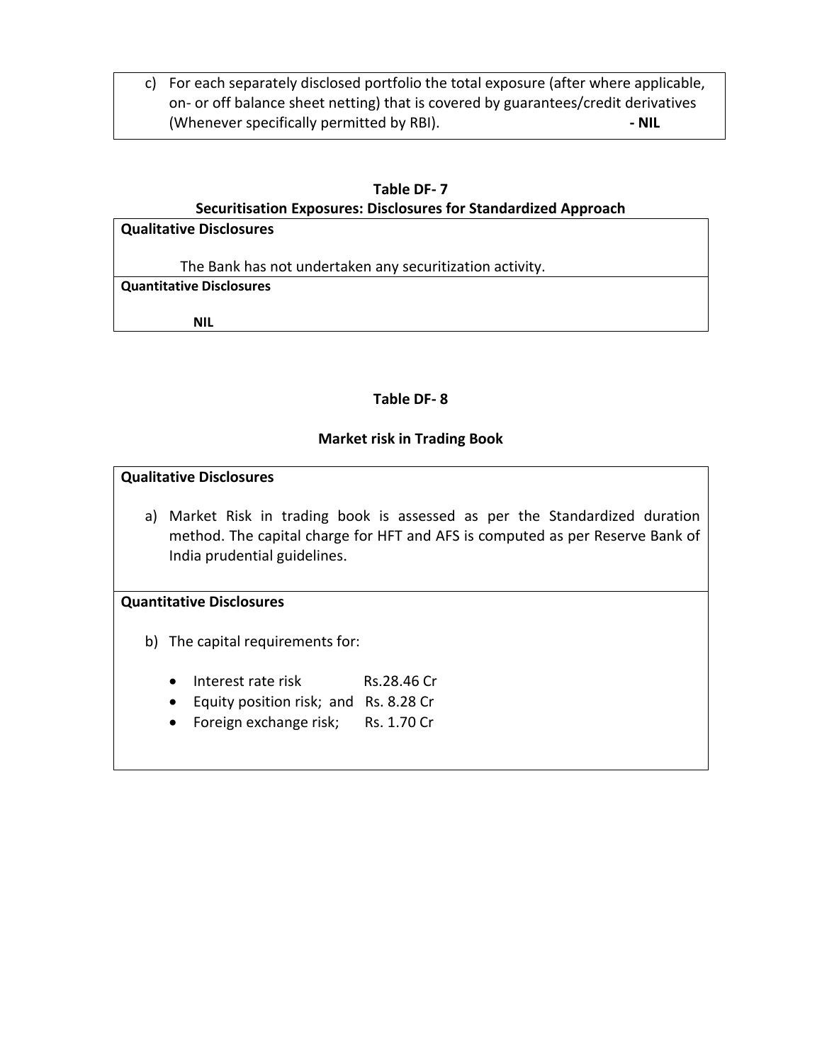c) For each separately disclosed portfolio the total exposure (after where applicable, on- or off balance sheet netting) that is covered by guarantees/credit derivatives (Whenever specifically permitted by RBI). **- NIL**

**Table DF- 7**

**Securitisation Exposures: Disclosures for Standardized Approach**

**Qualitative Disclosures**

The Bank has not undertaken any securitization activity.

**Quantitative Disclosures**

**NIL**

**Table DF- 8**

**Market risk in Trading Book**

**Qualitative Disclosures**

a) Market Risk in trading book is assessed as per the Standardized duration method. The capital charge for HFT and AFS is computed as per Reserve Bank of India prudential guidelines.

**Quantitative Disclosures**

b) The capital requirements for:

- Interest rate risk Rs.28.46 Cr
- Equity position risk; and Rs. 8.28 Cr
- Foreign exchange risk; Rs. 1.70 Cr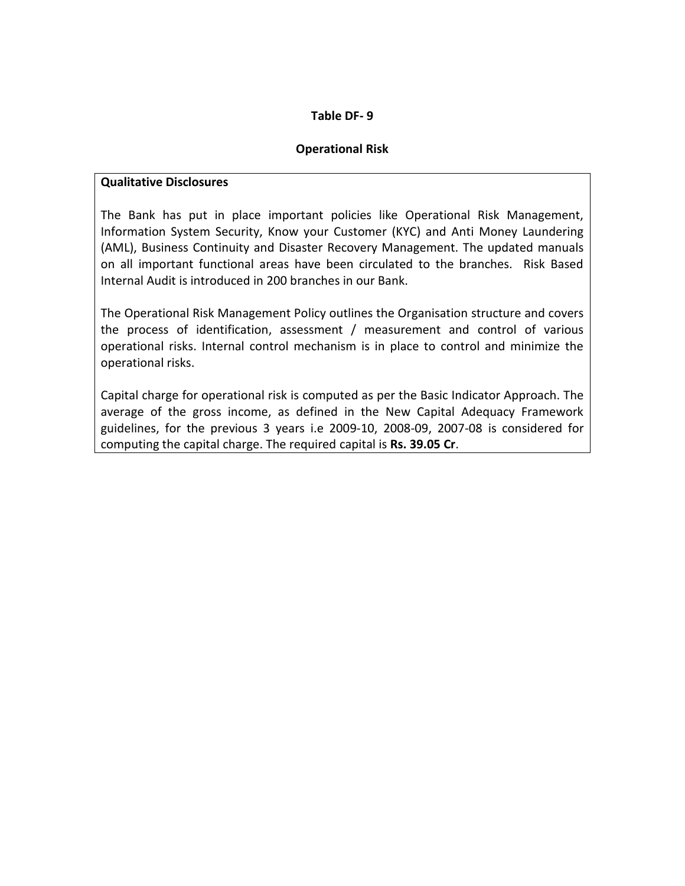## Table DF- 9

## Operational Risk

**Qualitative Disclosures**

The Bank has put in place important policies like Operational Risk Management, Information System Security, Know your Customer (KYC) and Anti Money Laundering (AML), Business Continuity and Disaster Recovery Management. The updated manuals on all important functional areas have been circulated to the branches. Risk Based Internal Audit is introduced in 200 branches in our Bank.

The Operational Risk Management Policy outlines the Organisation structure and covers the process of identification, assessment / measurement and control of various operational risks. Internal control mechanism is in place to control and minimize the operational risks.

Capital charge for operational risk is computed as per the Basic Indicator Approach. The average of the gross income, as defined in the New Capital Adequacy Framework guidelines, for the previous 3 years i.e 2009-10, 2008-09, 2007-08 is considered for computing the capital charge. The required capital is **Rs. 39.05 Cr**.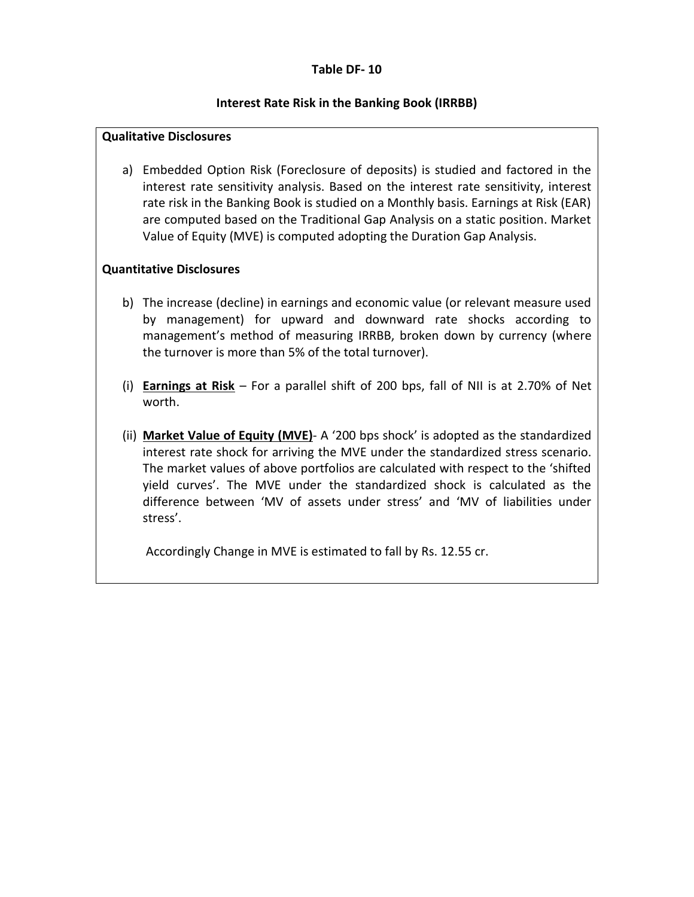**Table DF- 10**

**Interest Rate Risk in the Banking Book (IRRBB)**

**Qualitative Disclosures**

a) Embedded Option Risk (Foreclosure of deposits) is studied and factored in the interest rate sensitivity analysis. Based on the interest rate sensitivity, interest rate risk in the Banking Book is studied on a Monthly basis. Earnings at Risk (EAR) are computed based on the Traditional Gap Analysis on a static position. Market Value of Equity (MVE) is computed adopting the Duration Gap Analysis.

**Quantitative Disclosures**

b) The increase (decline) in earnings and economic value (or relevant measure used by management) for upward and downward rate shocks according to management's method of measuring IRRBB, broken down by currency (where the turnover is more than 5% of the total turnover).

(i) **Earnings at Risk** – For a parallel shift of 200 bps, fall of NII is at 2.70% of Net worth.

(ii) **Market Value of Equity (MVE)**- A '200 bps shock' is adopted as the standardized interest rate shock for arriving the MVE under the standardized stress scenario. The market values of above portfolios are calculated with respect to the 'shifted yield curves'. The MVE under the standardized shock is calculated as the difference between 'MV of assets under stress' and 'MV of liabilities under stress'.

Accordingly Change in MVE is estimated to fall by Rs. 12.55 cr.